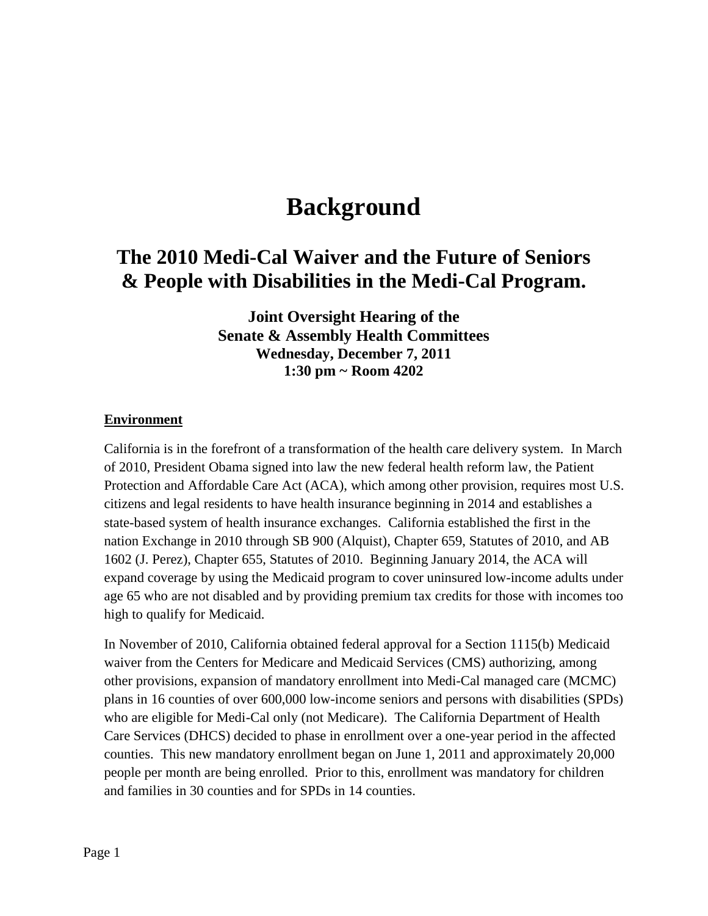# Background

## The 2010 Medi-Cal Waiver and the Future of Seniors & People with Disabilities in the Medi-Cal Program.

**Joint Oversight Hearing of the**
**Senate & Assembly Health Committees**
**Wednesday, December 7, 2011**
**1:30 pm ~ Room 4202**

**Environment**

California is in the forefront of a transformation of the health care delivery system. In March of 2010, President Obama signed into law the new federal health reform law, the Patient Protection and Affordable Care Act (ACA), which among other provision, requires most U.S. citizens and legal residents to have health insurance beginning in 2014 and establishes a state-based system of health insurance exchanges. California established the first in the nation Exchange in 2010 through SB 900 (Alquist), Chapter 659, Statutes of 2010, and AB 1602 (J. Perez), Chapter 655, Statutes of 2010. Beginning January 2014, the ACA will expand coverage by using the Medicaid program to cover uninsured low-income adults under age 65 who are not disabled and by providing premium tax credits for those with incomes too high to qualify for Medicaid.

In November of 2010, California obtained federal approval for a Section 1115(b) Medicaid waiver from the Centers for Medicare and Medicaid Services (CMS) authorizing, among other provisions, expansion of mandatory enrollment into Medi-Cal managed care (MCMC) plans in 16 counties of over 600,000 low-income seniors and persons with disabilities (SPDs) who are eligible for Medi-Cal only (not Medicare). The California Department of Health Care Services (DHCS) decided to phase in enrollment over a one-year period in the affected counties. This new mandatory enrollment began on June 1, 2011 and approximately 20,000 people per month are being enrolled. Prior to this, enrollment was mandatory for children and families in 30 counties and for SPDs in 14 counties.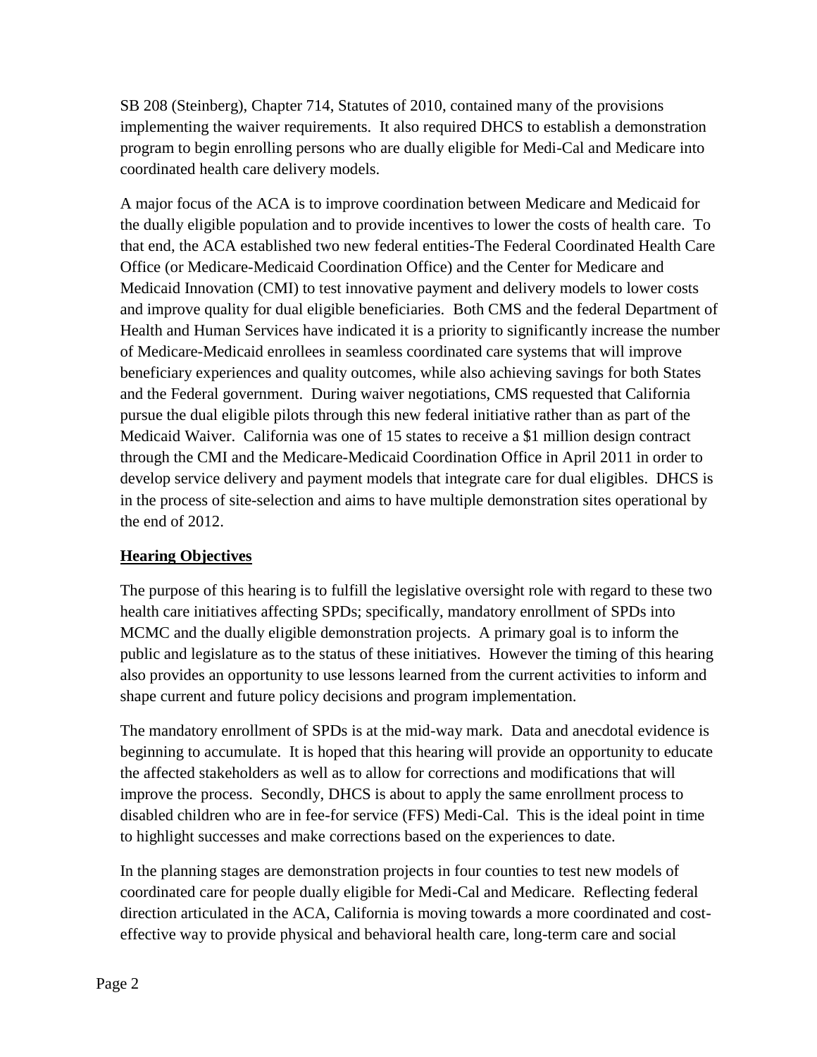SB 208 (Steinberg), Chapter 714, Statutes of 2010, contained many of the provisions implementing the waiver requirements. It also required DHCS to establish a demonstration program to begin enrolling persons who are dually eligible for Medi-Cal and Medicare into coordinated health care delivery models.

A major focus of the ACA is to improve coordination between Medicare and Medicaid for the dually eligible population and to provide incentives to lower the costs of health care. To that end, the ACA established two new federal entities-The Federal Coordinated Health Care Office (or Medicare-Medicaid Coordination Office) and the Center for Medicare and Medicaid Innovation (CMI) to test innovative payment and delivery models to lower costs and improve quality for dual eligible beneficiaries. Both CMS and the federal Department of Health and Human Services have indicated it is a priority to significantly increase the number of Medicare-Medicaid enrollees in seamless coordinated care systems that will improve beneficiary experiences and quality outcomes, while also achieving savings for both States and the Federal government. During waiver negotiations, CMS requested that California pursue the dual eligible pilots through this new federal initiative rather than as part of the Medicaid Waiver. California was one of 15 states to receive a $1 million design contract through the CMI and the Medicare-Medicaid Coordination Office in April 2011 in order to develop service delivery and payment models that integrate care for dual eligibles. DHCS is in the process of site-selection and aims to have multiple demonstration sites operational by the end of 2012.

## Hearing Objectives

The purpose of this hearing is to fulfill the legislative oversight role with regard to these two health care initiatives affecting SPDs; specifically, mandatory enrollment of SPDs into MCMC and the dually eligible demonstration projects. A primary goal is to inform the public and legislature as to the status of these initiatives. However the timing of this hearing also provides an opportunity to use lessons learned from the current activities to inform and shape current and future policy decisions and program implementation.

The mandatory enrollment of SPDs is at the mid-way mark. Data and anecdotal evidence is beginning to accumulate. It is hoped that this hearing will provide an opportunity to educate the affected stakeholders as well as to allow for corrections and modifications that will improve the process. Secondly, DHCS is about to apply the same enrollment process to disabled children who are in fee-for service (FFS) Medi-Cal. This is the ideal point in time to highlight successes and make corrections based on the experiences to date.

In the planning stages are demonstration projects in four counties to test new models of coordinated care for people dually eligible for Medi-Cal and Medicare. Reflecting federal direction articulated in the ACA, California is moving towards a more coordinated and cost-effective way to provide physical and behavioral health care, long-term care and social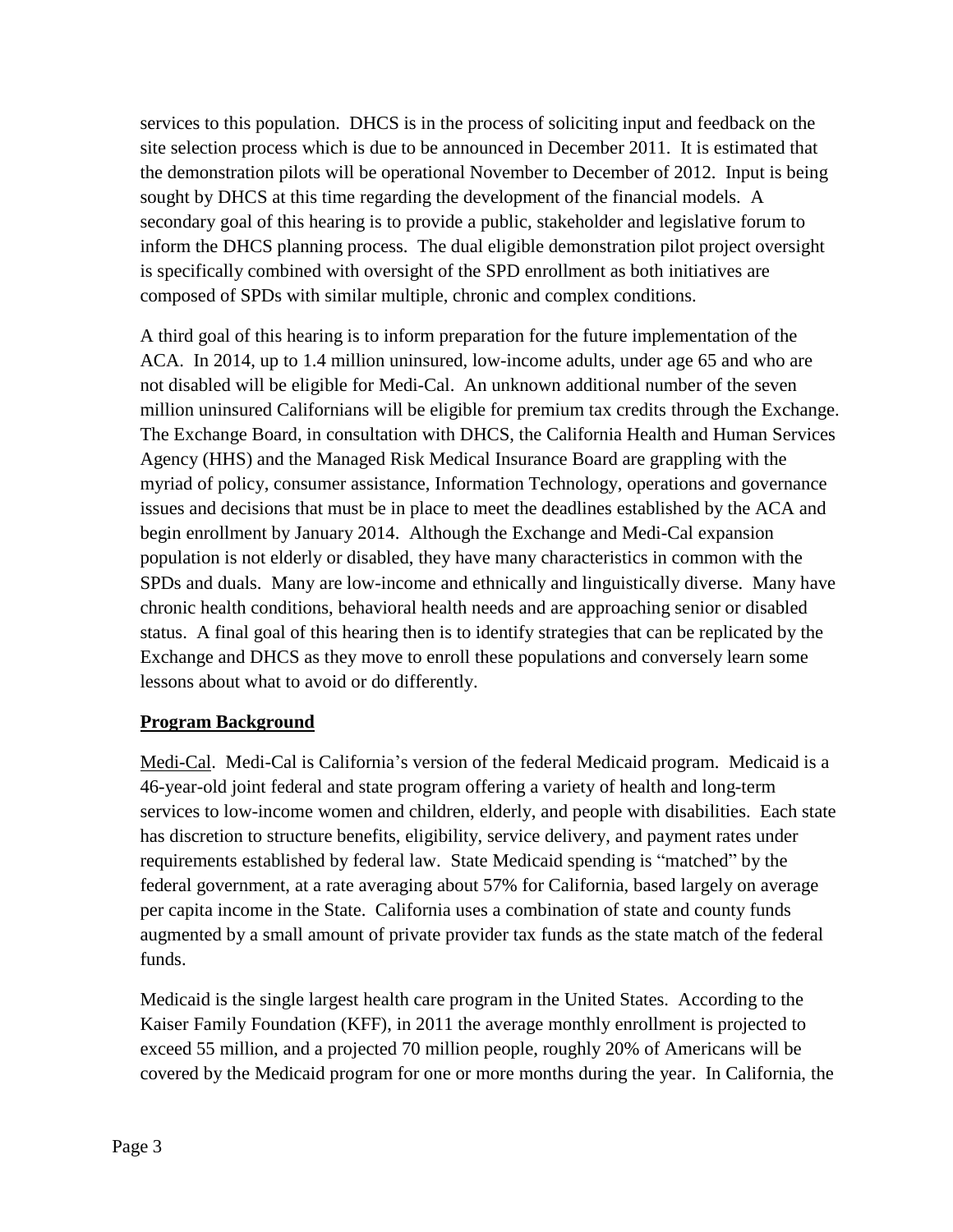services to this population. DHCS is in the process of soliciting input and feedback on the site selection process which is due to be announced in December 2011. It is estimated that the demonstration pilots will be operational November to December of 2012. Input is being sought by DHCS at this time regarding the development of the financial models. A secondary goal of this hearing is to provide a public, stakeholder and legislative forum to inform the DHCS planning process. The dual eligible demonstration pilot project oversight is specifically combined with oversight of the SPD enrollment as both initiatives are composed of SPDs with similar multiple, chronic and complex conditions.

A third goal of this hearing is to inform preparation for the future implementation of the ACA. In 2014, up to 1.4 million uninsured, low-income adults, under age 65 and who are not disabled will be eligible for Medi-Cal. An unknown additional number of the seven million uninsured Californians will be eligible for premium tax credits through the Exchange. The Exchange Board, in consultation with DHCS, the California Health and Human Services Agency (HHS) and the Managed Risk Medical Insurance Board are grappling with the myriad of policy, consumer assistance, Information Technology, operations and governance issues and decisions that must be in place to meet the deadlines established by the ACA and begin enrollment by January 2014. Although the Exchange and Medi-Cal expansion population is not elderly or disabled, they have many characteristics in common with the SPDs and duals. Many are low-income and ethnically and linguistically diverse. Many have chronic health conditions, behavioral health needs and are approaching senior or disabled status. A final goal of this hearing then is to identify strategies that can be replicated by the Exchange and DHCS as they move to enroll these populations and conversely learn some lessons about what to avoid or do differently.

## Program Background

Medi-Cal. Medi-Cal is California's version of the federal Medicaid program. Medicaid is a 46-year-old joint federal and state program offering a variety of health and long-term services to low-income women and children, elderly, and people with disabilities. Each state has discretion to structure benefits, eligibility, service delivery, and payment rates under requirements established by federal law. State Medicaid spending is "matched" by the federal government, at a rate averaging about 57% for California, based largely on average per capita income in the State. California uses a combination of state and county funds augmented by a small amount of private provider tax funds as the state match of the federal funds.

Medicaid is the single largest health care program in the United States. According to the Kaiser Family Foundation (KFF), in 2011 the average monthly enrollment is projected to exceed 55 million, and a projected 70 million people, roughly 20% of Americans will be covered by the Medicaid program for one or more months during the year. In California, the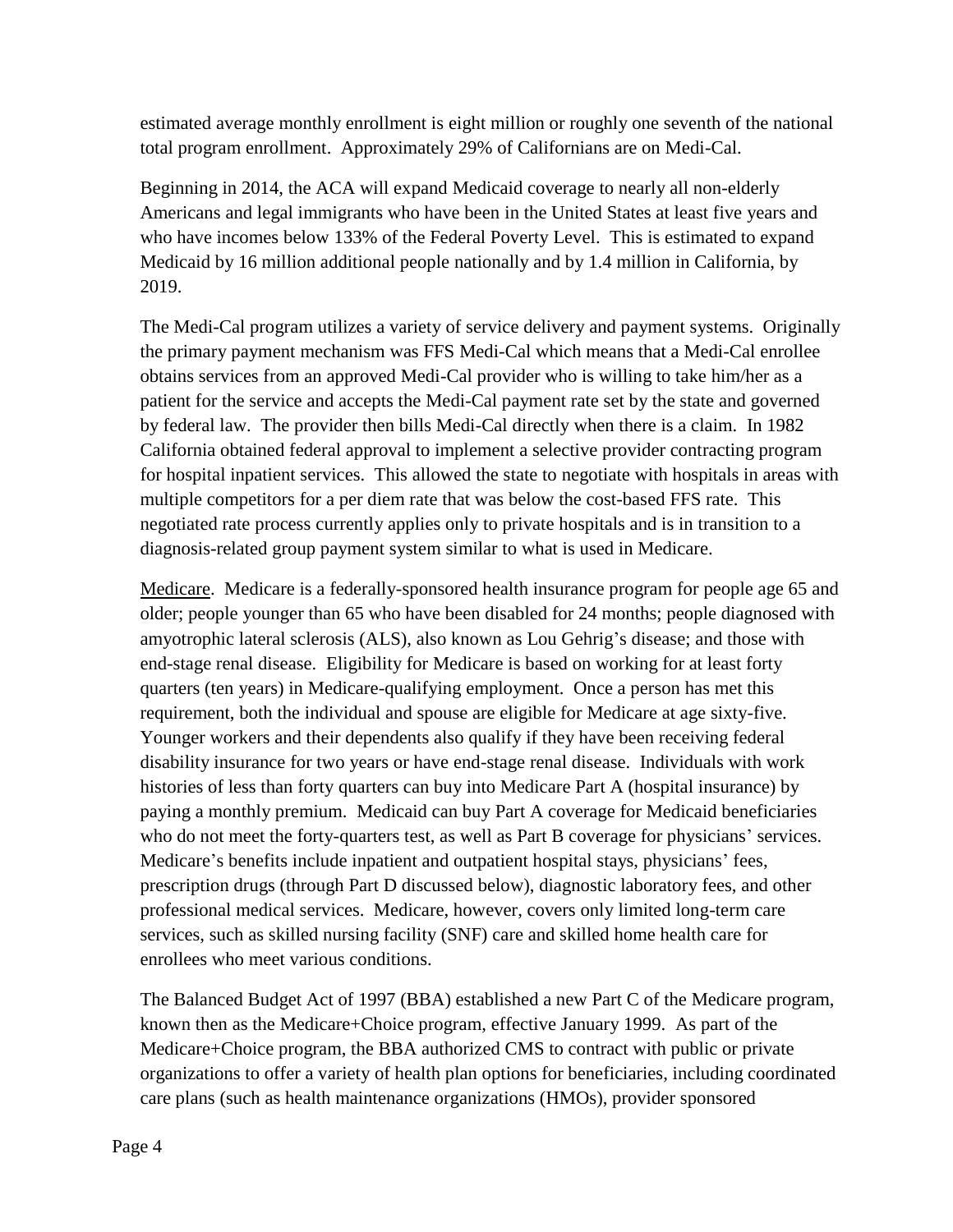estimated average monthly enrollment is eight million or roughly one seventh of the national total program enrollment. Approximately 29% of Californians are on Medi-Cal.

Beginning in 2014, the ACA will expand Medicaid coverage to nearly all non-elderly Americans and legal immigrants who have been in the United States at least five years and who have incomes below 133% of the Federal Poverty Level. This is estimated to expand Medicaid by 16 million additional people nationally and by 1.4 million in California, by 2019.

The Medi-Cal program utilizes a variety of service delivery and payment systems. Originally the primary payment mechanism was FFS Medi-Cal which means that a Medi-Cal enrollee obtains services from an approved Medi-Cal provider who is willing to take him/her as a patient for the service and accepts the Medi-Cal payment rate set by the state and governed by federal law. The provider then bills Medi-Cal directly when there is a claim. In 1982 California obtained federal approval to implement a selective provider contracting program for hospital inpatient services. This allowed the state to negotiate with hospitals in areas with multiple competitors for a per diem rate that was below the cost-based FFS rate. This negotiated rate process currently applies only to private hospitals and is in transition to a diagnosis-related group payment system similar to what is used in Medicare.

Medicare. Medicare is a federally-sponsored health insurance program for people age 65 and older; people younger than 65 who have been disabled for 24 months; people diagnosed with amyotrophic lateral sclerosis (ALS), also known as Lou Gehrig's disease; and those with end-stage renal disease. Eligibility for Medicare is based on working for at least forty quarters (ten years) in Medicare-qualifying employment. Once a person has met this requirement, both the individual and spouse are eligible for Medicare at age sixty-five. Younger workers and their dependents also qualify if they have been receiving federal disability insurance for two years or have end-stage renal disease. Individuals with work histories of less than forty quarters can buy into Medicare Part A (hospital insurance) by paying a monthly premium. Medicaid can buy Part A coverage for Medicaid beneficiaries who do not meet the forty-quarters test, as well as Part B coverage for physicians' services. Medicare's benefits include inpatient and outpatient hospital stays, physicians' fees, prescription drugs (through Part D discussed below), diagnostic laboratory fees, and other professional medical services. Medicare, however, covers only limited long-term care services, such as skilled nursing facility (SNF) care and skilled home health care for enrollees who meet various conditions.

The Balanced Budget Act of 1997 (BBA) established a new Part C of the Medicare program, known then as the Medicare+Choice program, effective January 1999. As part of the Medicare+Choice program, the BBA authorized CMS to contract with public or private organizations to offer a variety of health plan options for beneficiaries, including coordinated care plans (such as health maintenance organizations (HMOs), provider sponsored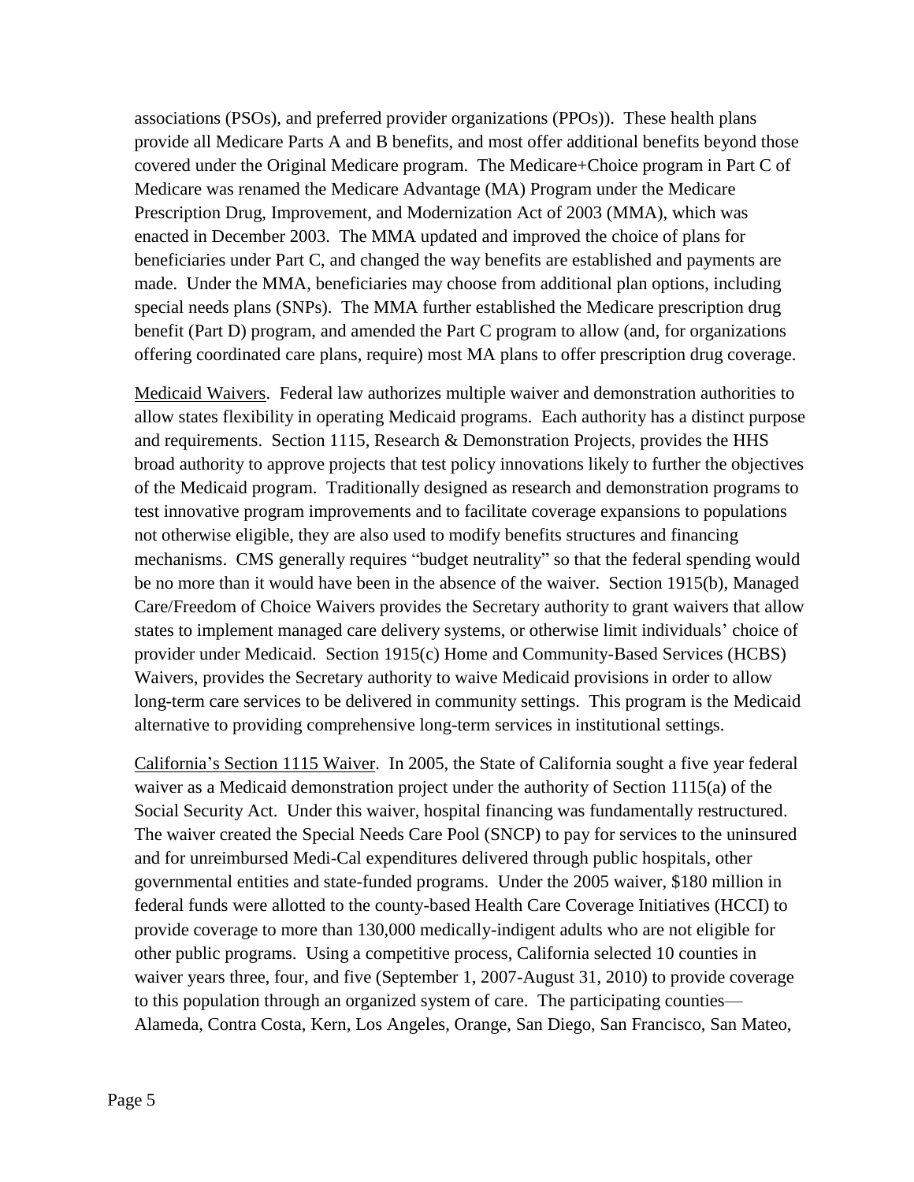associations (PSOs), and preferred provider organizations (PPOs)). These health plans provide all Medicare Parts A and B benefits, and most offer additional benefits beyond those covered under the Original Medicare program. The Medicare+Choice program in Part C of Medicare was renamed the Medicare Advantage (MA) Program under the Medicare Prescription Drug, Improvement, and Modernization Act of 2003 (MMA), which was enacted in December 2003. The MMA updated and improved the choice of plans for beneficiaries under Part C, and changed the way benefits are established and payments are made. Under the MMA, beneficiaries may choose from additional plan options, including special needs plans (SNPs). The MMA further established the Medicare prescription drug benefit (Part D) program, and amended the Part C program to allow (and, for organizations offering coordinated care plans, require) most MA plans to offer prescription drug coverage.

Medicaid Waivers. Federal law authorizes multiple waiver and demonstration authorities to allow states flexibility in operating Medicaid programs. Each authority has a distinct purpose and requirements. Section 1115, Research & Demonstration Projects, provides the HHS broad authority to approve projects that test policy innovations likely to further the objectives of the Medicaid program. Traditionally designed as research and demonstration programs to test innovative program improvements and to facilitate coverage expansions to populations not otherwise eligible, they are also used to modify benefits structures and financing mechanisms. CMS generally requires "budget neutrality" so that the federal spending would be no more than it would have been in the absence of the waiver. Section 1915(b), Managed Care/Freedom of Choice Waivers provides the Secretary authority to grant waivers that allow states to implement managed care delivery systems, or otherwise limit individuals' choice of provider under Medicaid. Section 1915(c) Home and Community-Based Services (HCBS) Waivers, provides the Secretary authority to waive Medicaid provisions in order to allow long-term care services to be delivered in community settings. This program is the Medicaid alternative to providing comprehensive long-term services in institutional settings.

California's Section 1115 Waiver. In 2005, the State of California sought a five year federal waiver as a Medicaid demonstration project under the authority of Section 1115(a) of the Social Security Act. Under this waiver, hospital financing was fundamentally restructured. The waiver created the Special Needs Care Pool (SNCP) to pay for services to the uninsured and for unreimbursed Medi-Cal expenditures delivered through public hospitals, other governmental entities and state-funded programs. Under the 2005 waiver, $180 million in federal funds were allotted to the county-based Health Care Coverage Initiatives (HCCI) to provide coverage to more than 130,000 medically-indigent adults who are not eligible for other public programs. Using a competitive process, California selected 10 counties in waiver years three, four, and five (September 1, 2007-August 31, 2010) to provide coverage to this population through an organized system of care. The participating counties—Alameda, Contra Costa, Kern, Los Angeles, Orange, San Diego, San Francisco, San Mateo,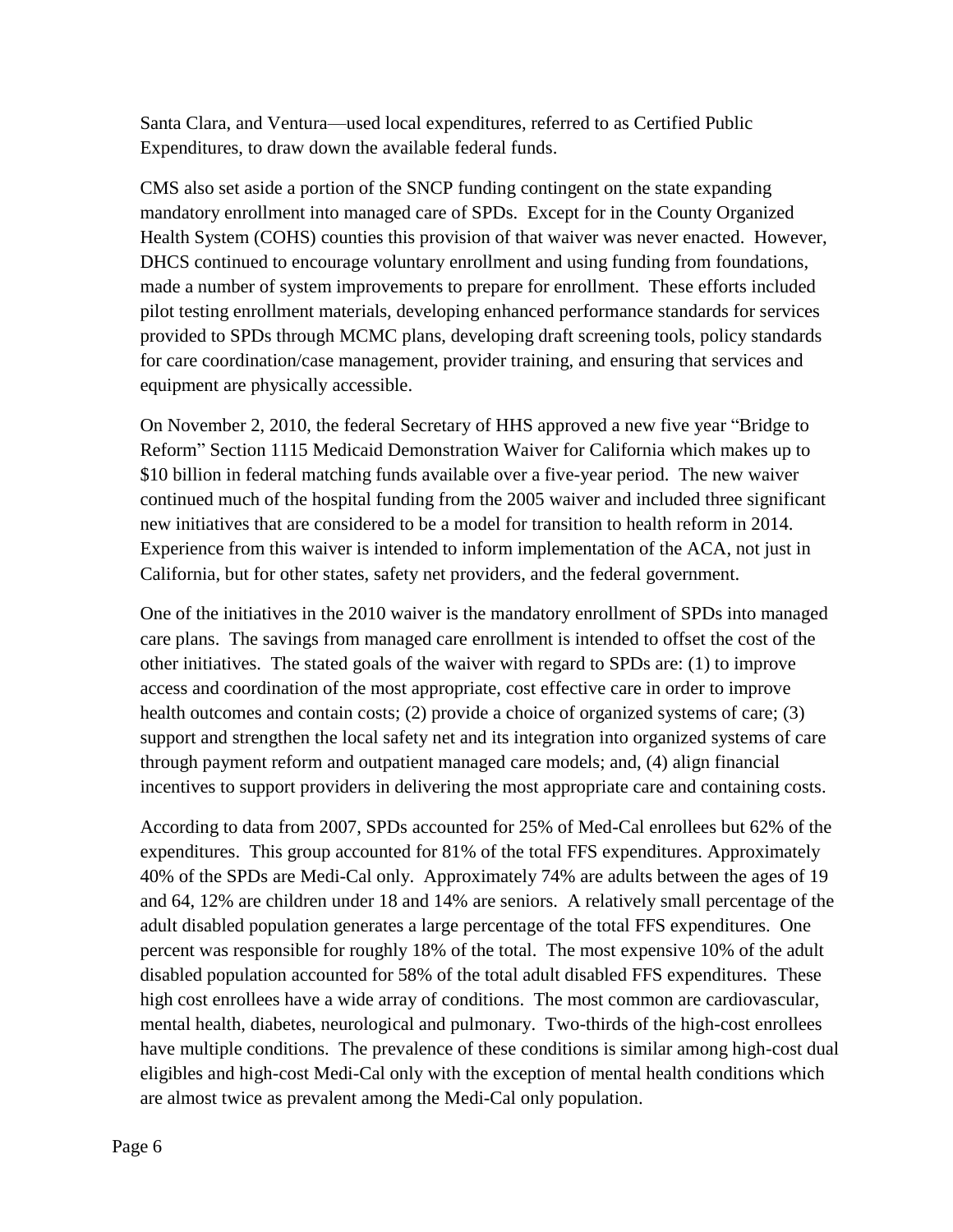Santa Clara, and Ventura—used local expenditures, referred to as Certified Public Expenditures, to draw down the available federal funds.

CMS also set aside a portion of the SNCP funding contingent on the state expanding mandatory enrollment into managed care of SPDs. Except for in the County Organized Health System (COHS) counties this provision of that waiver was never enacted. However, DHCS continued to encourage voluntary enrollment and using funding from foundations, made a number of system improvements to prepare for enrollment. These efforts included pilot testing enrollment materials, developing enhanced performance standards for services provided to SPDs through MCMC plans, developing draft screening tools, policy standards for care coordination/case management, provider training, and ensuring that services and equipment are physically accessible.

On November 2, 2010, the federal Secretary of HHS approved a new five year "Bridge to Reform" Section 1115 Medicaid Demonstration Waiver for California which makes up to $10 billion in federal matching funds available over a five-year period. The new waiver continued much of the hospital funding from the 2005 waiver and included three significant new initiatives that are considered to be a model for transition to health reform in 2014. Experience from this waiver is intended to inform implementation of the ACA, not just in California, but for other states, safety net providers, and the federal government.

One of the initiatives in the 2010 waiver is the mandatory enrollment of SPDs into managed care plans. The savings from managed care enrollment is intended to offset the cost of the other initiatives. The stated goals of the waiver with regard to SPDs are: (1) to improve access and coordination of the most appropriate, cost effective care in order to improve health outcomes and contain costs; (2) provide a choice of organized systems of care; (3) support and strengthen the local safety net and its integration into organized systems of care through payment reform and outpatient managed care models; and, (4) align financial incentives to support providers in delivering the most appropriate care and containing costs.

According to data from 2007, SPDs accounted for 25% of Med-Cal enrollees but 62% of the expenditures. This group accounted for 81% of the total FFS expenditures. Approximately 40% of the SPDs are Medi-Cal only. Approximately 74% are adults between the ages of 19 and 64, 12% are children under 18 and 14% are seniors. A relatively small percentage of the adult disabled population generates a large percentage of the total FFS expenditures. One percent was responsible for roughly 18% of the total. The most expensive 10% of the adult disabled population accounted for 58% of the total adult disabled FFS expenditures. These high cost enrollees have a wide array of conditions. The most common are cardiovascular, mental health, diabetes, neurological and pulmonary. Two-thirds of the high-cost enrollees have multiple conditions. The prevalence of these conditions is similar among high-cost dual eligibles and high-cost Medi-Cal only with the exception of mental health conditions which are almost twice as prevalent among the Medi-Cal only population.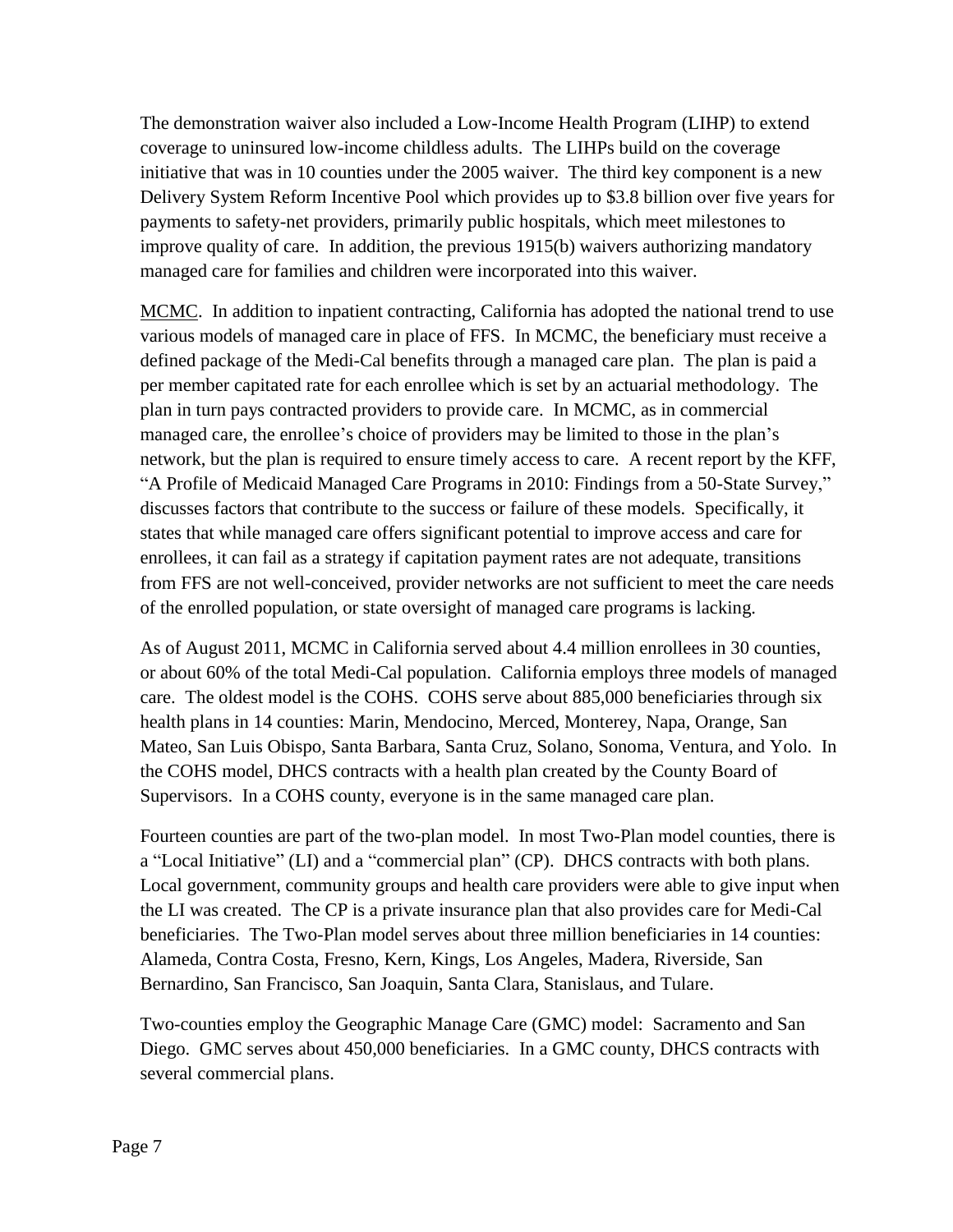The demonstration waiver also included a Low-Income Health Program (LIHP) to extend coverage to uninsured low-income childless adults. The LIHPs build on the coverage initiative that was in 10 counties under the 2005 waiver. The third key component is a new Delivery System Reform Incentive Pool which provides up to $3.8 billion over five years for payments to safety-net providers, primarily public hospitals, which meet milestones to improve quality of care. In addition, the previous 1915(b) waivers authorizing mandatory managed care for families and children were incorporated into this waiver.

MCMC. In addition to inpatient contracting, California has adopted the national trend to use various models of managed care in place of FFS. In MCMC, the beneficiary must receive a defined package of the Medi-Cal benefits through a managed care plan. The plan is paid a per member capitated rate for each enrollee which is set by an actuarial methodology. The plan in turn pays contracted providers to provide care. In MCMC, as in commercial managed care, the enrollee's choice of providers may be limited to those in the plan's network, but the plan is required to ensure timely access to care. A recent report by the KFF, "A Profile of Medicaid Managed Care Programs in 2010: Findings from a 50-State Survey," discusses factors that contribute to the success or failure of these models. Specifically, it states that while managed care offers significant potential to improve access and care for enrollees, it can fail as a strategy if capitation payment rates are not adequate, transitions from FFS are not well-conceived, provider networks are not sufficient to meet the care needs of the enrolled population, or state oversight of managed care programs is lacking.

As of August 2011, MCMC in California served about 4.4 million enrollees in 30 counties, or about 60% of the total Medi-Cal population. California employs three models of managed care. The oldest model is the COHS. COHS serve about 885,000 beneficiaries through six health plans in 14 counties: Marin, Mendocino, Merced, Monterey, Napa, Orange, San Mateo, San Luis Obispo, Santa Barbara, Santa Cruz, Solano, Sonoma, Ventura, and Yolo. In the COHS model, DHCS contracts with a health plan created by the County Board of Supervisors. In a COHS county, everyone is in the same managed care plan.

Fourteen counties are part of the two-plan model. In most Two-Plan model counties, there is a "Local Initiative" (LI) and a "commercial plan" (CP). DHCS contracts with both plans. Local government, community groups and health care providers were able to give input when the LI was created. The CP is a private insurance plan that also provides care for Medi-Cal beneficiaries. The Two-Plan model serves about three million beneficiaries in 14 counties: Alameda, Contra Costa, Fresno, Kern, Kings, Los Angeles, Madera, Riverside, San Bernardino, San Francisco, San Joaquin, Santa Clara, Stanislaus, and Tulare.

Two-counties employ the Geographic Manage Care (GMC) model: Sacramento and San Diego. GMC serves about 450,000 beneficiaries. In a GMC county, DHCS contracts with several commercial plans.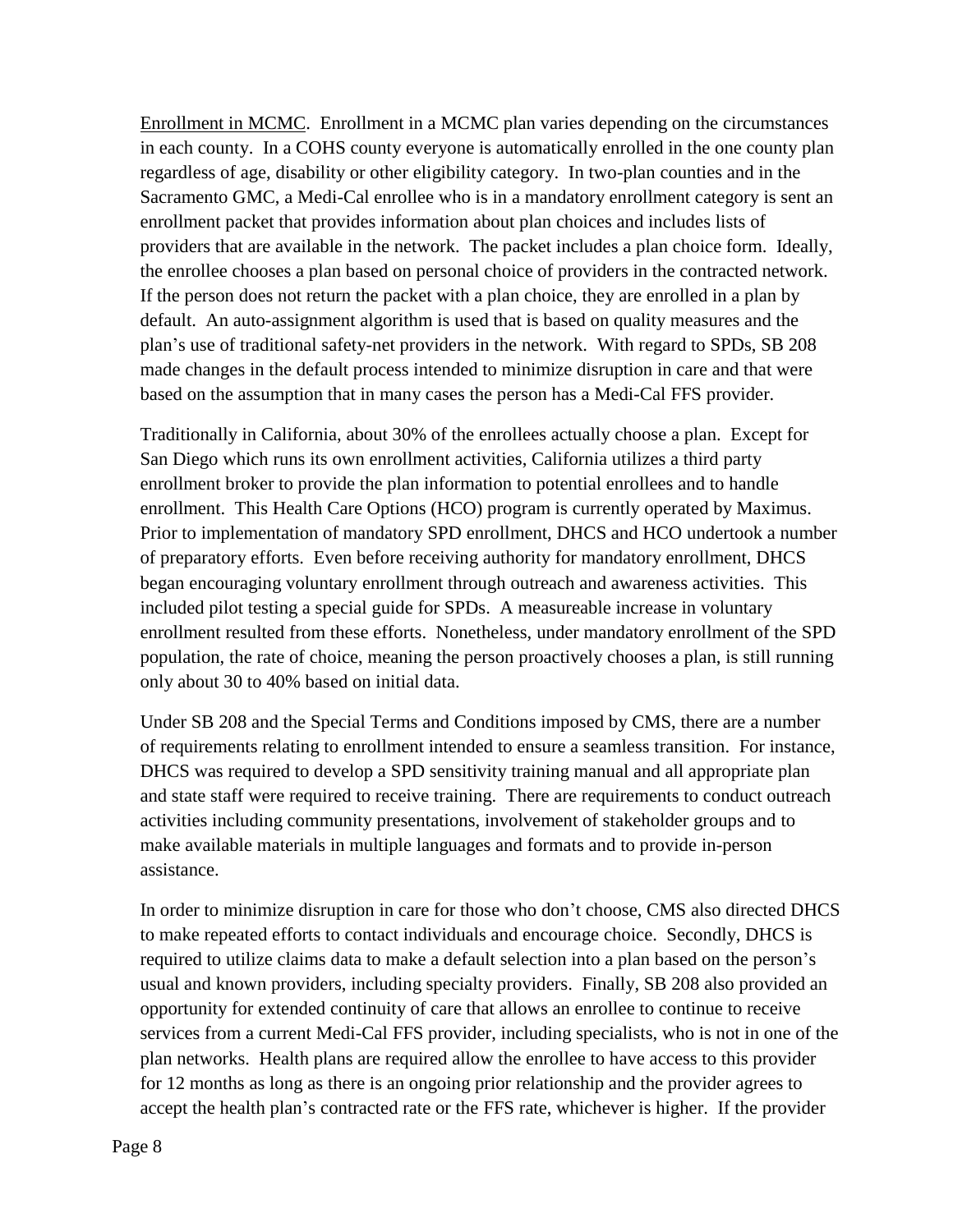Enrollment in MCMC. Enrollment in a MCMC plan varies depending on the circumstances in each county. In a COHS county everyone is automatically enrolled in the one county plan regardless of age, disability or other eligibility category. In two-plan counties and in the Sacramento GMC, a Medi-Cal enrollee who is in a mandatory enrollment category is sent an enrollment packet that provides information about plan choices and includes lists of providers that are available in the network. The packet includes a plan choice form. Ideally, the enrollee chooses a plan based on personal choice of providers in the contracted network. If the person does not return the packet with a plan choice, they are enrolled in a plan by default. An auto-assignment algorithm is used that is based on quality measures and the plan's use of traditional safety-net providers in the network. With regard to SPDs, SB 208 made changes in the default process intended to minimize disruption in care and that were based on the assumption that in many cases the person has a Medi-Cal FFS provider.

Traditionally in California, about 30% of the enrollees actually choose a plan. Except for San Diego which runs its own enrollment activities, California utilizes a third party enrollment broker to provide the plan information to potential enrollees and to handle enrollment. This Health Care Options (HCO) program is currently operated by Maximus. Prior to implementation of mandatory SPD enrollment, DHCS and HCO undertook a number of preparatory efforts. Even before receiving authority for mandatory enrollment, DHCS began encouraging voluntary enrollment through outreach and awareness activities. This included pilot testing a special guide for SPDs. A measureable increase in voluntary enrollment resulted from these efforts. Nonetheless, under mandatory enrollment of the SPD population, the rate of choice, meaning the person proactively chooses a plan, is still running only about 30 to 40% based on initial data.

Under SB 208 and the Special Terms and Conditions imposed by CMS, there are a number of requirements relating to enrollment intended to ensure a seamless transition. For instance, DHCS was required to develop a SPD sensitivity training manual and all appropriate plan and state staff were required to receive training. There are requirements to conduct outreach activities including community presentations, involvement of stakeholder groups and to make available materials in multiple languages and formats and to provide in-person assistance.

In order to minimize disruption in care for those who don't choose, CMS also directed DHCS to make repeated efforts to contact individuals and encourage choice. Secondly, DHCS is required to utilize claims data to make a default selection into a plan based on the person's usual and known providers, including specialty providers. Finally, SB 208 also provided an opportunity for extended continuity of care that allows an enrollee to continue to receive services from a current Medi-Cal FFS provider, including specialists, who is not in one of the plan networks. Health plans are required allow the enrollee to have access to this provider for 12 months as long as there is an ongoing prior relationship and the provider agrees to accept the health plan's contracted rate or the FFS rate, whichever is higher. If the provider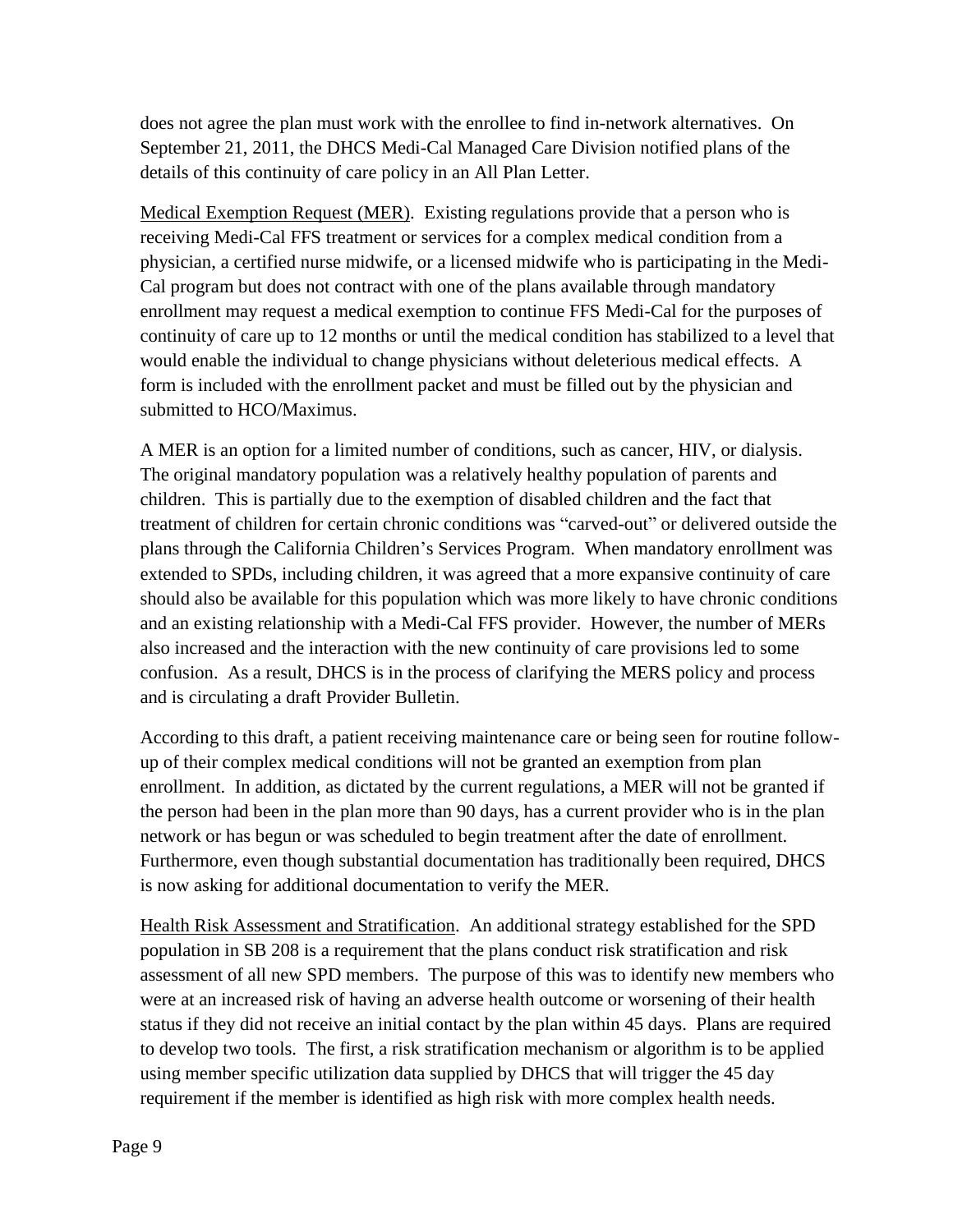does not agree the plan must work with the enrollee to find in-network alternatives. On September 21, 2011, the DHCS Medi-Cal Managed Care Division notified plans of the details of this continuity of care policy in an All Plan Letter.

Medical Exemption Request (MER). Existing regulations provide that a person who is receiving Medi-Cal FFS treatment or services for a complex medical condition from a physician, a certified nurse midwife, or a licensed midwife who is participating in the Medi-Cal program but does not contract with one of the plans available through mandatory enrollment may request a medical exemption to continue FFS Medi-Cal for the purposes of continuity of care up to 12 months or until the medical condition has stabilized to a level that would enable the individual to change physicians without deleterious medical effects. A form is included with the enrollment packet and must be filled out by the physician and submitted to HCO/Maximus.

A MER is an option for a limited number of conditions, such as cancer, HIV, or dialysis. The original mandatory population was a relatively healthy population of parents and children. This is partially due to the exemption of disabled children and the fact that treatment of children for certain chronic conditions was "carved-out" or delivered outside the plans through the California Children's Services Program. When mandatory enrollment was extended to SPDs, including children, it was agreed that a more expansive continuity of care should also be available for this population which was more likely to have chronic conditions and an existing relationship with a Medi-Cal FFS provider. However, the number of MERs also increased and the interaction with the new continuity of care provisions led to some confusion. As a result, DHCS is in the process of clarifying the MERS policy and process and is circulating a draft Provider Bulletin.

According to this draft, a patient receiving maintenance care or being seen for routine follow-up of their complex medical conditions will not be granted an exemption from plan enrollment. In addition, as dictated by the current regulations, a MER will not be granted if the person had been in the plan more than 90 days, has a current provider who is in the plan network or has begun or was scheduled to begin treatment after the date of enrollment. Furthermore, even though substantial documentation has traditionally been required, DHCS is now asking for additional documentation to verify the MER.

Health Risk Assessment and Stratification. An additional strategy established for the SPD population in SB 208 is a requirement that the plans conduct risk stratification and risk assessment of all new SPD members. The purpose of this was to identify new members who were at an increased risk of having an adverse health outcome or worsening of their health status if they did not receive an initial contact by the plan within 45 days. Plans are required to develop two tools. The first, a risk stratification mechanism or algorithm is to be applied using member specific utilization data supplied by DHCS that will trigger the 45 day requirement if the member is identified as high risk with more complex health needs.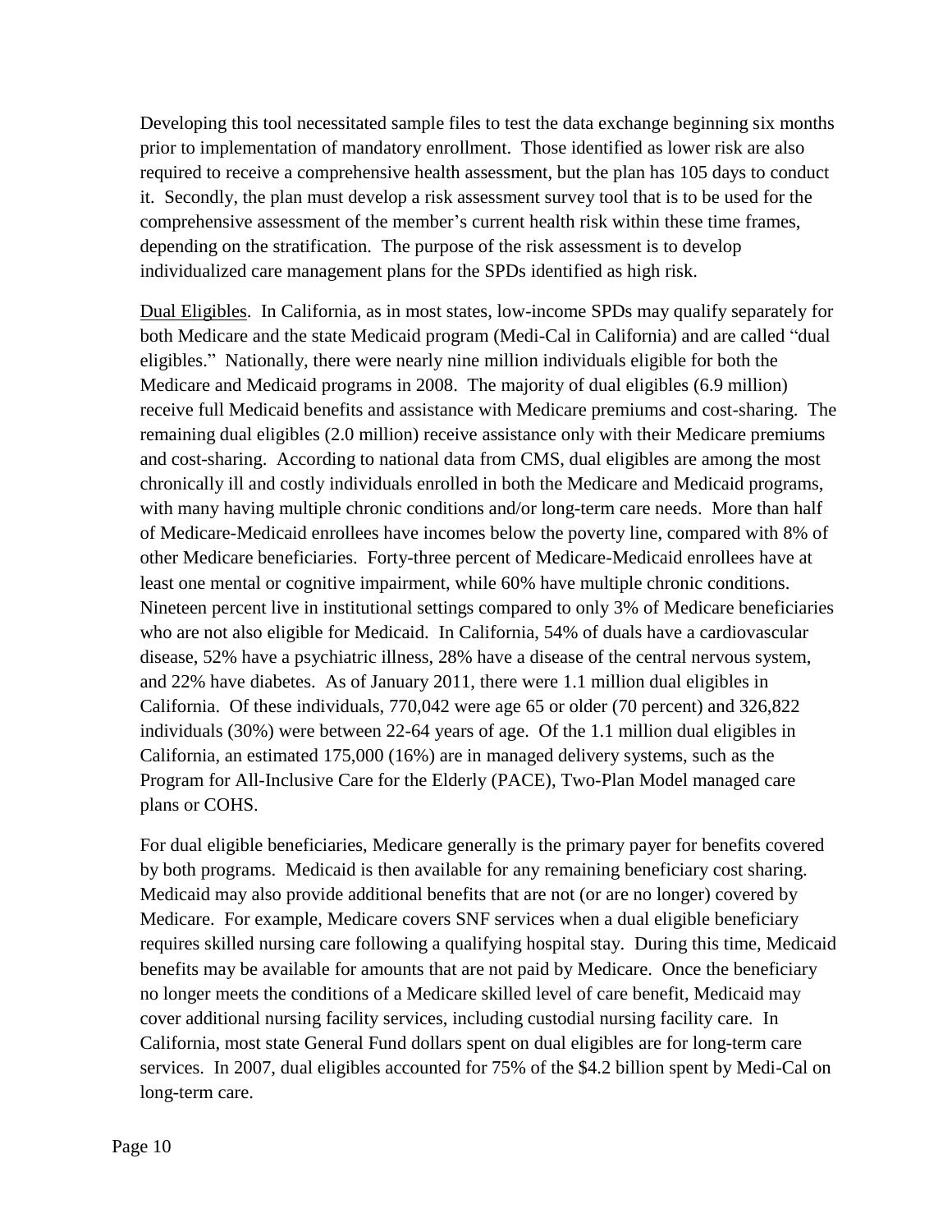Developing this tool necessitated sample files to test the data exchange beginning six months prior to implementation of mandatory enrollment. Those identified as lower risk are also required to receive a comprehensive health assessment, but the plan has 105 days to conduct it. Secondly, the plan must develop a risk assessment survey tool that is to be used for the comprehensive assessment of the member's current health risk within these time frames, depending on the stratification. The purpose of the risk assessment is to develop individualized care management plans for the SPDs identified as high risk.

Dual Eligibles. In California, as in most states, low-income SPDs may qualify separately for both Medicare and the state Medicaid program (Medi-Cal in California) and are called "dual eligibles." Nationally, there were nearly nine million individuals eligible for both the Medicare and Medicaid programs in 2008. The majority of dual eligibles (6.9 million) receive full Medicaid benefits and assistance with Medicare premiums and cost-sharing. The remaining dual eligibles (2.0 million) receive assistance only with their Medicare premiums and cost-sharing. According to national data from CMS, dual eligibles are among the most chronically ill and costly individuals enrolled in both the Medicare and Medicaid programs, with many having multiple chronic conditions and/or long-term care needs. More than half of Medicare-Medicaid enrollees have incomes below the poverty line, compared with 8% of other Medicare beneficiaries. Forty-three percent of Medicare-Medicaid enrollees have at least one mental or cognitive impairment, while 60% have multiple chronic conditions. Nineteen percent live in institutional settings compared to only 3% of Medicare beneficiaries who are not also eligible for Medicaid. In California, 54% of duals have a cardiovascular disease, 52% have a psychiatric illness, 28% have a disease of the central nervous system, and 22% have diabetes. As of January 2011, there were 1.1 million dual eligibles in California. Of these individuals, 770,042 were age 65 or older (70 percent) and 326,822 individuals (30%) were between 22-64 years of age. Of the 1.1 million dual eligibles in California, an estimated 175,000 (16%) are in managed delivery systems, such as the Program for All-Inclusive Care for the Elderly (PACE), Two-Plan Model managed care plans or COHS.

For dual eligible beneficiaries, Medicare generally is the primary payer for benefits covered by both programs. Medicaid is then available for any remaining beneficiary cost sharing. Medicaid may also provide additional benefits that are not (or are no longer) covered by Medicare. For example, Medicare covers SNF services when a dual eligible beneficiary requires skilled nursing care following a qualifying hospital stay. During this time, Medicaid benefits may be available for amounts that are not paid by Medicare. Once the beneficiary no longer meets the conditions of a Medicare skilled level of care benefit, Medicaid may cover additional nursing facility services, including custodial nursing facility care. In California, most state General Fund dollars spent on dual eligibles are for long-term care services. In 2007, dual eligibles accounted for 75% of the $4.2 billion spent by Medi-Cal on long-term care.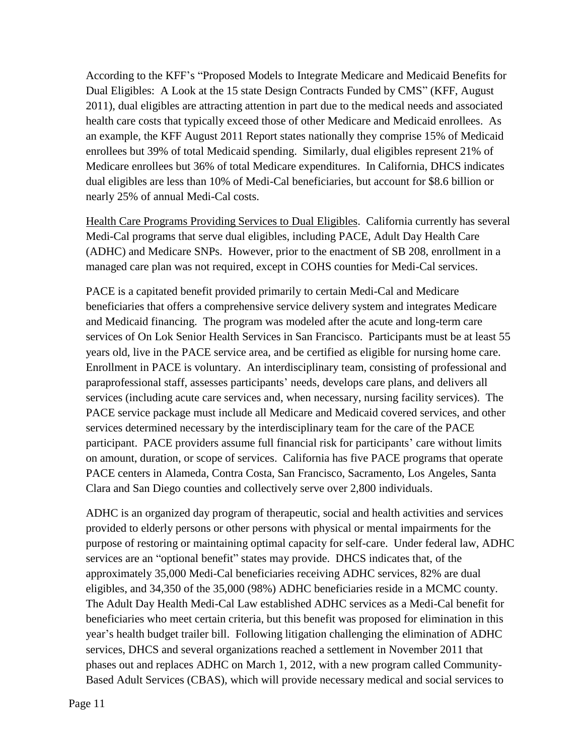According to the KFF's "Proposed Models to Integrate Medicare and Medicaid Benefits for Dual Eligibles: A Look at the 15 state Design Contracts Funded by CMS" (KFF, August 2011), dual eligibles are attracting attention in part due to the medical needs and associated health care costs that typically exceed those of other Medicare and Medicaid enrollees. As an example, the KFF August 2011 Report states nationally they comprise 15% of Medicaid enrollees but 39% of total Medicaid spending. Similarly, dual eligibles represent 21% of Medicare enrollees but 36% of total Medicare expenditures. In California, DHCS indicates dual eligibles are less than 10% of Medi-Cal beneficiaries, but account for $8.6 billion or nearly 25% of annual Medi-Cal costs.

<u>Health Care Programs Providing Services to Dual Eligibles</u>. California currently has several Medi-Cal programs that serve dual eligibles, including PACE, Adult Day Health Care (ADHC) and Medicare SNPs. However, prior to the enactment of SB 208, enrollment in a managed care plan was not required, except in COHS counties for Medi-Cal services.

PACE is a capitated benefit provided primarily to certain Medi-Cal and Medicare beneficiaries that offers a comprehensive service delivery system and integrates Medicare and Medicaid financing. The program was modeled after the acute and long-term care services of On Lok Senior Health Services in San Francisco. Participants must be at least 55 years old, live in the PACE service area, and be certified as eligible for nursing home care. Enrollment in PACE is voluntary. An interdisciplinary team, consisting of professional and paraprofessional staff, assesses participants' needs, develops care plans, and delivers all services (including acute care services and, when necessary, nursing facility services). The PACE service package must include all Medicare and Medicaid covered services, and other services determined necessary by the interdisciplinary team for the care of the PACE participant. PACE providers assume full financial risk for participants' care without limits on amount, duration, or scope of services. California has five PACE programs that operate PACE centers in Alameda, Contra Costa, San Francisco, Sacramento, Los Angeles, Santa Clara and San Diego counties and collectively serve over 2,800 individuals.

ADHC is an organized day program of therapeutic, social and health activities and services provided to elderly persons or other persons with physical or mental impairments for the purpose of restoring or maintaining optimal capacity for self-care. Under federal law, ADHC services are an "optional benefit" states may provide. DHCS indicates that, of the approximately 35,000 Medi-Cal beneficiaries receiving ADHC services, 82% are dual eligibles, and 34,350 of the 35,000 (98%) ADHC beneficiaries reside in a MCMC county. The Adult Day Health Medi-Cal Law established ADHC services as a Medi-Cal benefit for beneficiaries who meet certain criteria, but this benefit was proposed for elimination in this year's health budget trailer bill. Following litigation challenging the elimination of ADHC services, DHCS and several organizations reached a settlement in November 2011 that phases out and replaces ADHC on March 1, 2012, with a new program called Community-Based Adult Services (CBAS), which will provide necessary medical and social services to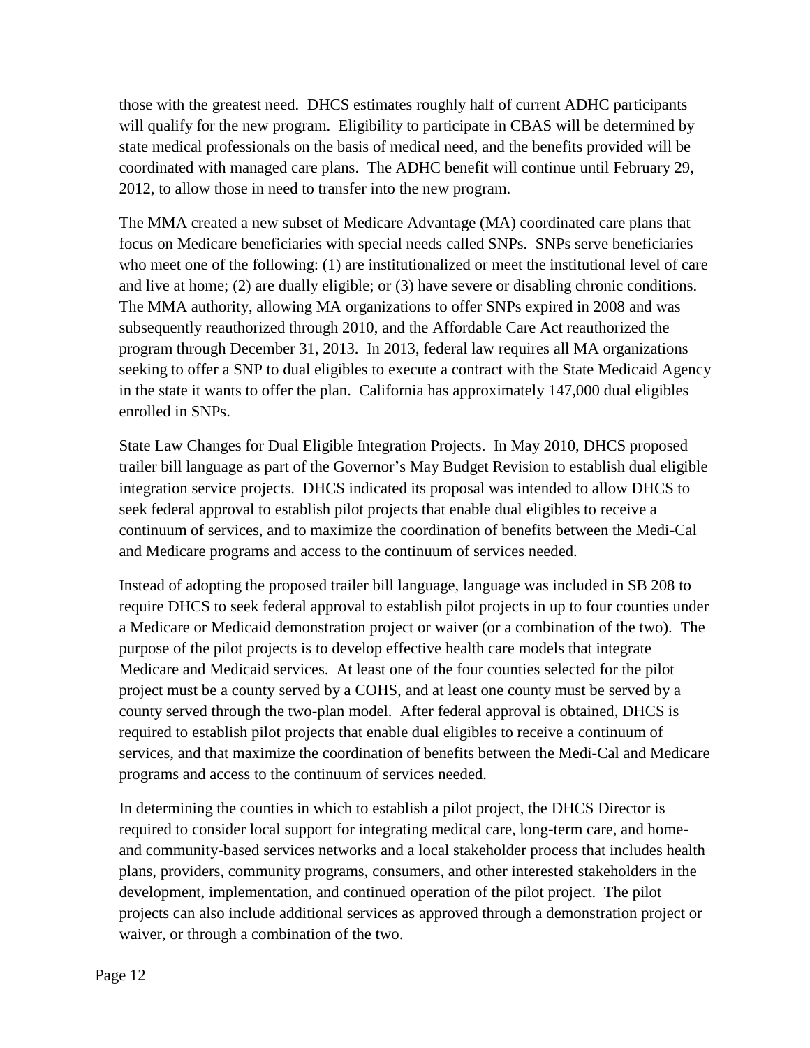those with the greatest need. DHCS estimates roughly half of current ADHC participants will qualify for the new program. Eligibility to participate in CBAS will be determined by state medical professionals on the basis of medical need, and the benefits provided will be coordinated with managed care plans. The ADHC benefit will continue until February 29, 2012, to allow those in need to transfer into the new program.

The MMA created a new subset of Medicare Advantage (MA) coordinated care plans that focus on Medicare beneficiaries with special needs called SNPs. SNPs serve beneficiaries who meet one of the following: (1) are institutionalized or meet the institutional level of care and live at home; (2) are dually eligible; or (3) have severe or disabling chronic conditions. The MMA authority, allowing MA organizations to offer SNPs expired in 2008 and was subsequently reauthorized through 2010, and the Affordable Care Act reauthorized the program through December 31, 2013. In 2013, federal law requires all MA organizations seeking to offer a SNP to dual eligibles to execute a contract with the State Medicaid Agency in the state it wants to offer the plan. California has approximately 147,000 dual eligibles enrolled in SNPs.

<u>State Law Changes for Dual Eligible Integration Projects</u>. In May 2010, DHCS proposed trailer bill language as part of the Governor's May Budget Revision to establish dual eligible integration service projects. DHCS indicated its proposal was intended to allow DHCS to seek federal approval to establish pilot projects that enable dual eligibles to receive a continuum of services, and to maximize the coordination of benefits between the Medi-Cal and Medicare programs and access to the continuum of services needed.

Instead of adopting the proposed trailer bill language, language was included in SB 208 to require DHCS to seek federal approval to establish pilot projects in up to four counties under a Medicare or Medicaid demonstration project or waiver (or a combination of the two). The purpose of the pilot projects is to develop effective health care models that integrate Medicare and Medicaid services. At least one of the four counties selected for the pilot project must be a county served by a COHS, and at least one county must be served by a county served through the two-plan model. After federal approval is obtained, DHCS is required to establish pilot projects that enable dual eligibles to receive a continuum of services, and that maximize the coordination of benefits between the Medi-Cal and Medicare programs and access to the continuum of services needed.

In determining the counties in which to establish a pilot project, the DHCS Director is required to consider local support for integrating medical care, long-term care, and home- and community-based services networks and a local stakeholder process that includes health plans, providers, community programs, consumers, and other interested stakeholders in the development, implementation, and continued operation of the pilot project. The pilot projects can also include additional services as approved through a demonstration project or waiver, or through a combination of the two.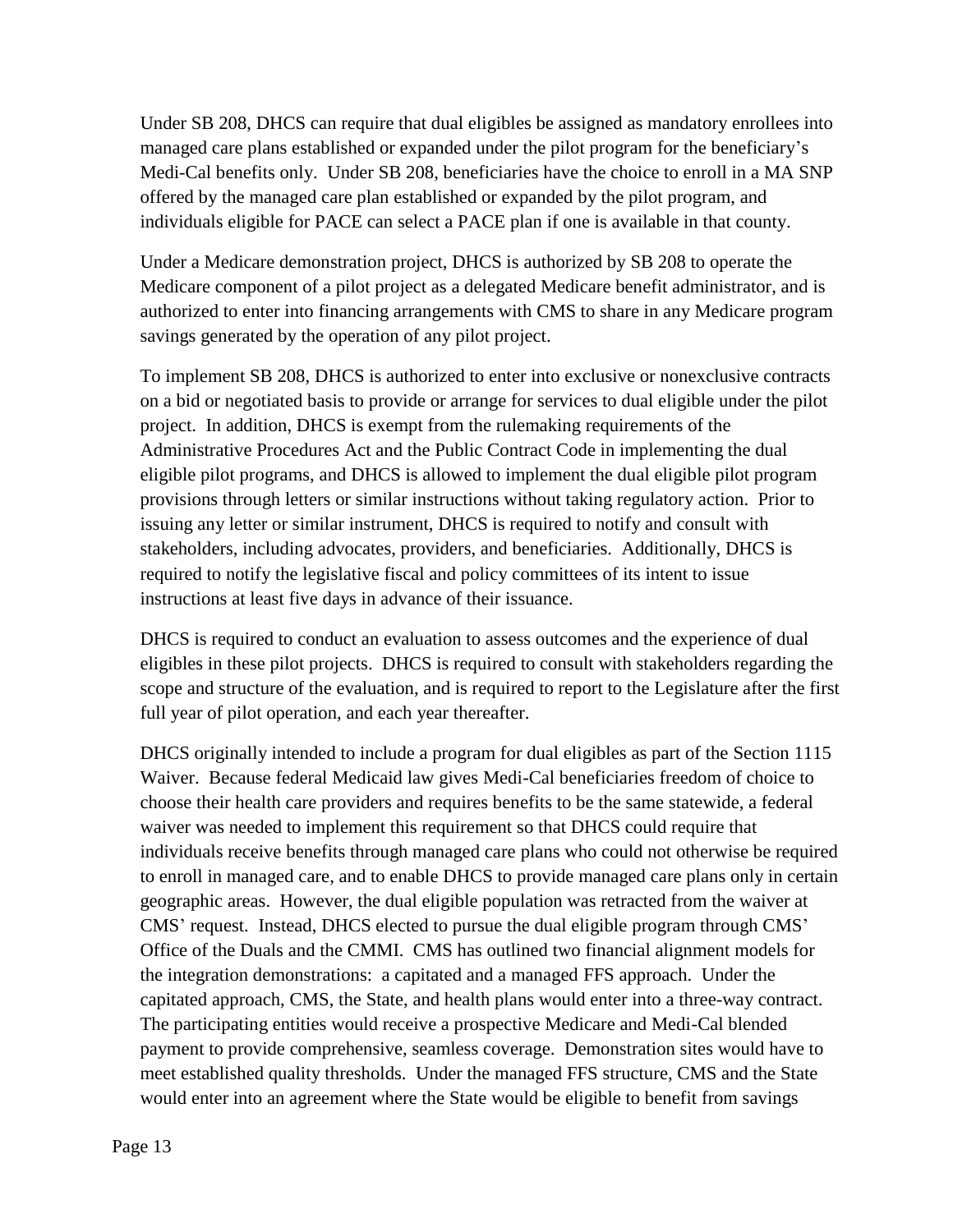Under SB 208, DHCS can require that dual eligibles be assigned as mandatory enrollees into managed care plans established or expanded under the pilot program for the beneficiary's Medi-Cal benefits only. Under SB 208, beneficiaries have the choice to enroll in a MA SNP offered by the managed care plan established or expanded by the pilot program, and individuals eligible for PACE can select a PACE plan if one is available in that county.

Under a Medicare demonstration project, DHCS is authorized by SB 208 to operate the Medicare component of a pilot project as a delegated Medicare benefit administrator, and is authorized to enter into financing arrangements with CMS to share in any Medicare program savings generated by the operation of any pilot project.

To implement SB 208, DHCS is authorized to enter into exclusive or nonexclusive contracts on a bid or negotiated basis to provide or arrange for services to dual eligible under the pilot project. In addition, DHCS is exempt from the rulemaking requirements of the Administrative Procedures Act and the Public Contract Code in implementing the dual eligible pilot programs, and DHCS is allowed to implement the dual eligible pilot program provisions through letters or similar instructions without taking regulatory action. Prior to issuing any letter or similar instrument, DHCS is required to notify and consult with stakeholders, including advocates, providers, and beneficiaries. Additionally, DHCS is required to notify the legislative fiscal and policy committees of its intent to issue instructions at least five days in advance of their issuance.

DHCS is required to conduct an evaluation to assess outcomes and the experience of dual eligibles in these pilot projects. DHCS is required to consult with stakeholders regarding the scope and structure of the evaluation, and is required to report to the Legislature after the first full year of pilot operation, and each year thereafter.

DHCS originally intended to include a program for dual eligibles as part of the Section 1115 Waiver. Because federal Medicaid law gives Medi-Cal beneficiaries freedom of choice to choose their health care providers and requires benefits to be the same statewide, a federal waiver was needed to implement this requirement so that DHCS could require that individuals receive benefits through managed care plans who could not otherwise be required to enroll in managed care, and to enable DHCS to provide managed care plans only in certain geographic areas. However, the dual eligible population was retracted from the waiver at CMS' request. Instead, DHCS elected to pursue the dual eligible program through CMS' Office of the Duals and the CMMI. CMS has outlined two financial alignment models for the integration demonstrations: a capitated and a managed FFS approach. Under the capitated approach, CMS, the State, and health plans would enter into a three-way contract. The participating entities would receive a prospective Medicare and Medi-Cal blended payment to provide comprehensive, seamless coverage. Demonstration sites would have to meet established quality thresholds. Under the managed FFS structure, CMS and the State would enter into an agreement where the State would be eligible to benefit from savings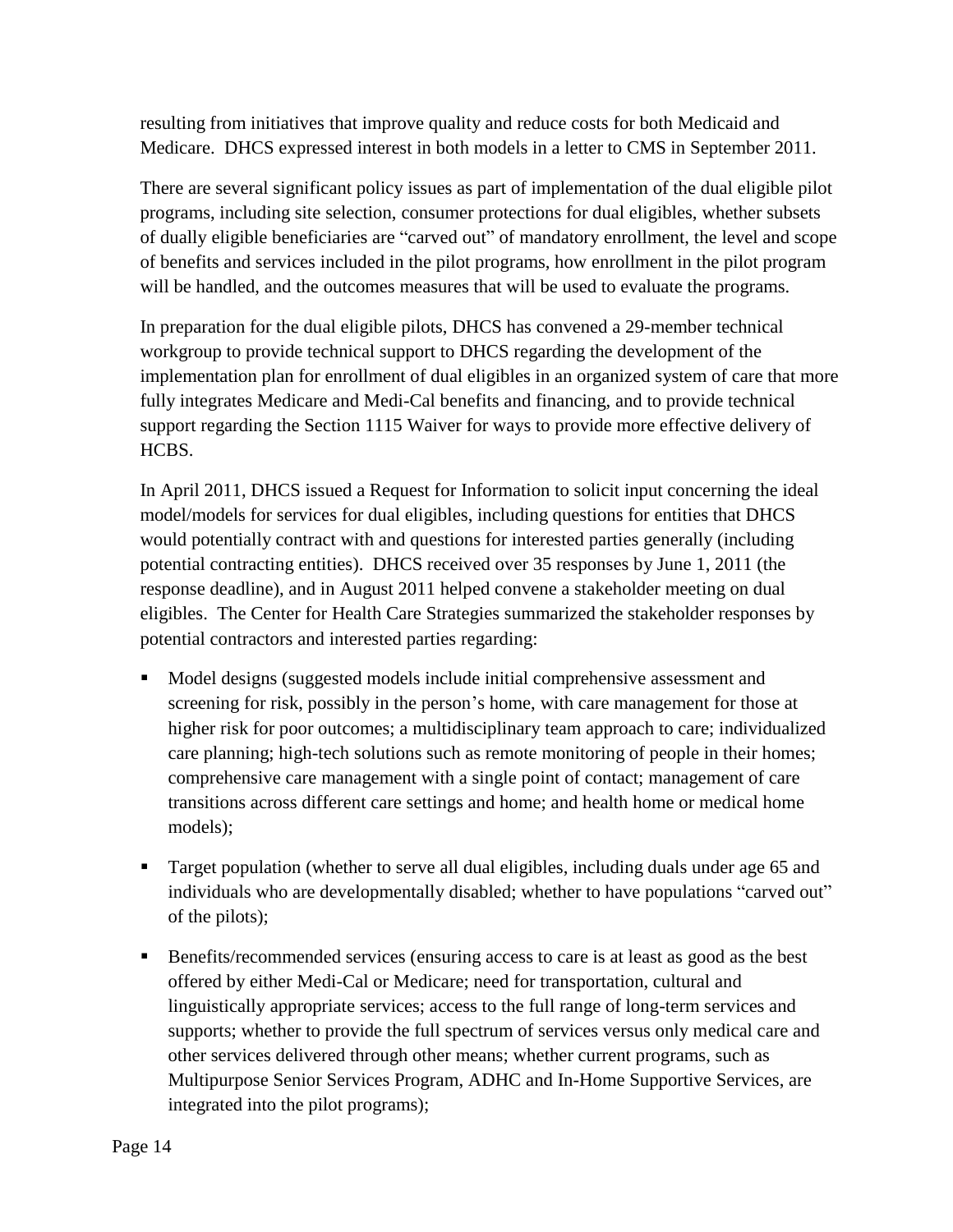resulting from initiatives that improve quality and reduce costs for both Medicaid and Medicare. DHCS expressed interest in both models in a letter to CMS in September 2011.

There are several significant policy issues as part of implementation of the dual eligible pilot programs, including site selection, consumer protections for dual eligibles, whether subsets of dually eligible beneficiaries are "carved out" of mandatory enrollment, the level and scope of benefits and services included in the pilot programs, how enrollment in the pilot program will be handled, and the outcomes measures that will be used to evaluate the programs.

In preparation for the dual eligible pilots, DHCS has convened a 29-member technical workgroup to provide technical support to DHCS regarding the development of the implementation plan for enrollment of dual eligibles in an organized system of care that more fully integrates Medicare and Medi-Cal benefits and financing, and to provide technical support regarding the Section 1115 Waiver for ways to provide more effective delivery of HCBS.

In April 2011, DHCS issued a Request for Information to solicit input concerning the ideal model/models for services for dual eligibles, including questions for entities that DHCS would potentially contract with and questions for interested parties generally (including potential contracting entities). DHCS received over 35 responses by June 1, 2011 (the response deadline), and in August 2011 helped convene a stakeholder meeting on dual eligibles. The Center for Health Care Strategies summarized the stakeholder responses by potential contractors and interested parties regarding:

- Model designs (suggested models include initial comprehensive assessment and screening for risk, possibly in the person's home, with care management for those at higher risk for poor outcomes; a multidisciplinary team approach to care; individualized care planning; high-tech solutions such as remote monitoring of people in their homes; comprehensive care management with a single point of contact; management of care transitions across different care settings and home; and health home or medical home models);
- Target population (whether to serve all dual eligibles, including duals under age 65 and individuals who are developmentally disabled; whether to have populations "carved out" of the pilots);
- Benefits/recommended services (ensuring access to care is at least as good as the best offered by either Medi-Cal or Medicare; need for transportation, cultural and linguistically appropriate services; access to the full range of long-term services and supports; whether to provide the full spectrum of services versus only medical care and other services delivered through other means; whether current programs, such as Multipurpose Senior Services Program, ADHC and In-Home Supportive Services, are integrated into the pilot programs);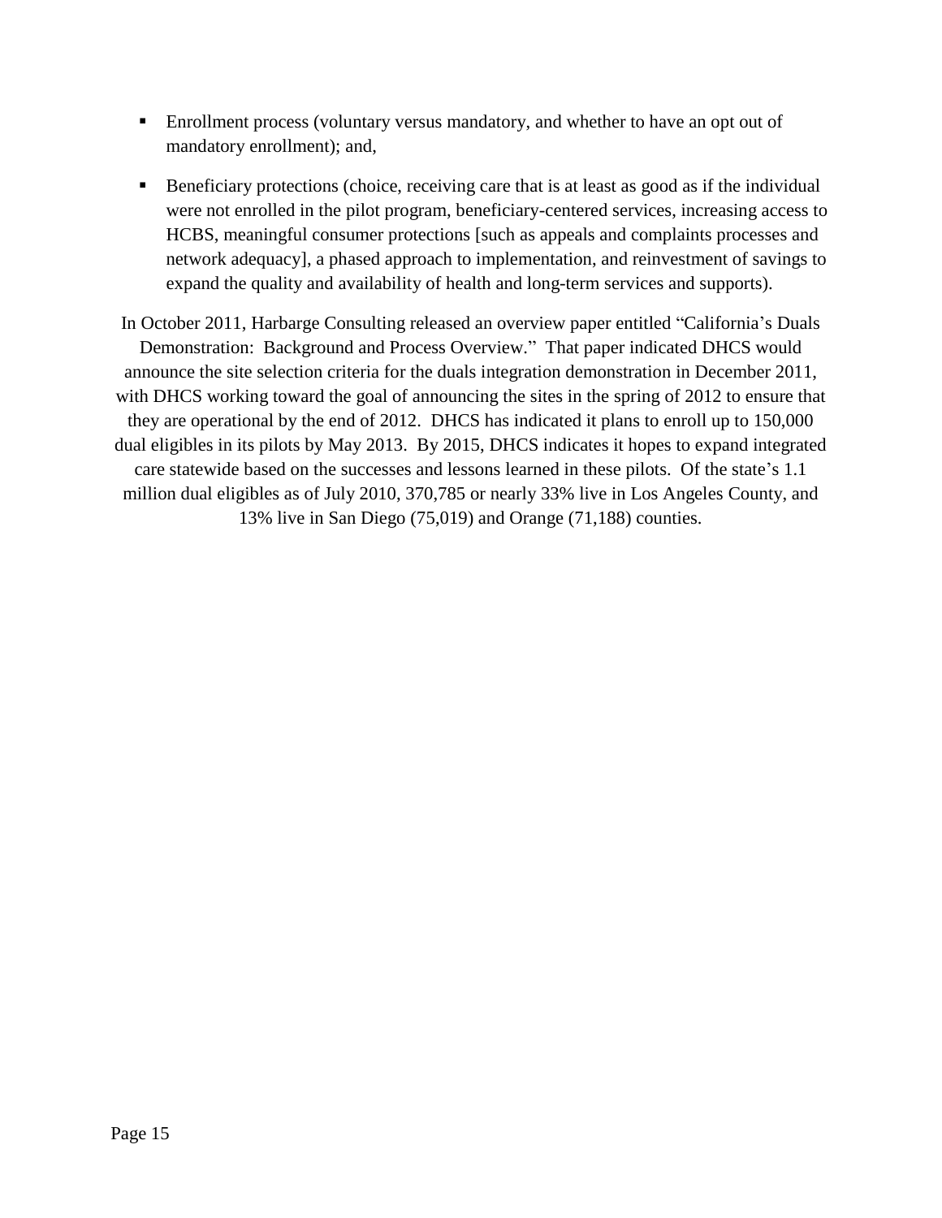- Enrollment process (voluntary versus mandatory, and whether to have an opt out of mandatory enrollment); and,
- Beneficiary protections (choice, receiving care that is at least as good as if the individual were not enrolled in the pilot program, beneficiary-centered services, increasing access to HCBS, meaningful consumer protections [such as appeals and complaints processes and network adequacy], a phased approach to implementation, and reinvestment of savings to expand the quality and availability of health and long-term services and supports).

In October 2011, Harbarge Consulting released an overview paper entitled "California's Duals Demonstration: Background and Process Overview." That paper indicated DHCS would announce the site selection criteria for the duals integration demonstration in December 2011, with DHCS working toward the goal of announcing the sites in the spring of 2012 to ensure that they are operational by the end of 2012. DHCS has indicated it plans to enroll up to 150,000 dual eligibles in its pilots by May 2013. By 2015, DHCS indicates it hopes to expand integrated care statewide based on the successes and lessons learned in these pilots. Of the state's 1.1 million dual eligibles as of July 2010, 370,785 or nearly 33% live in Los Angeles County, and 13% live in San Diego (75,019) and Orange (71,188) counties.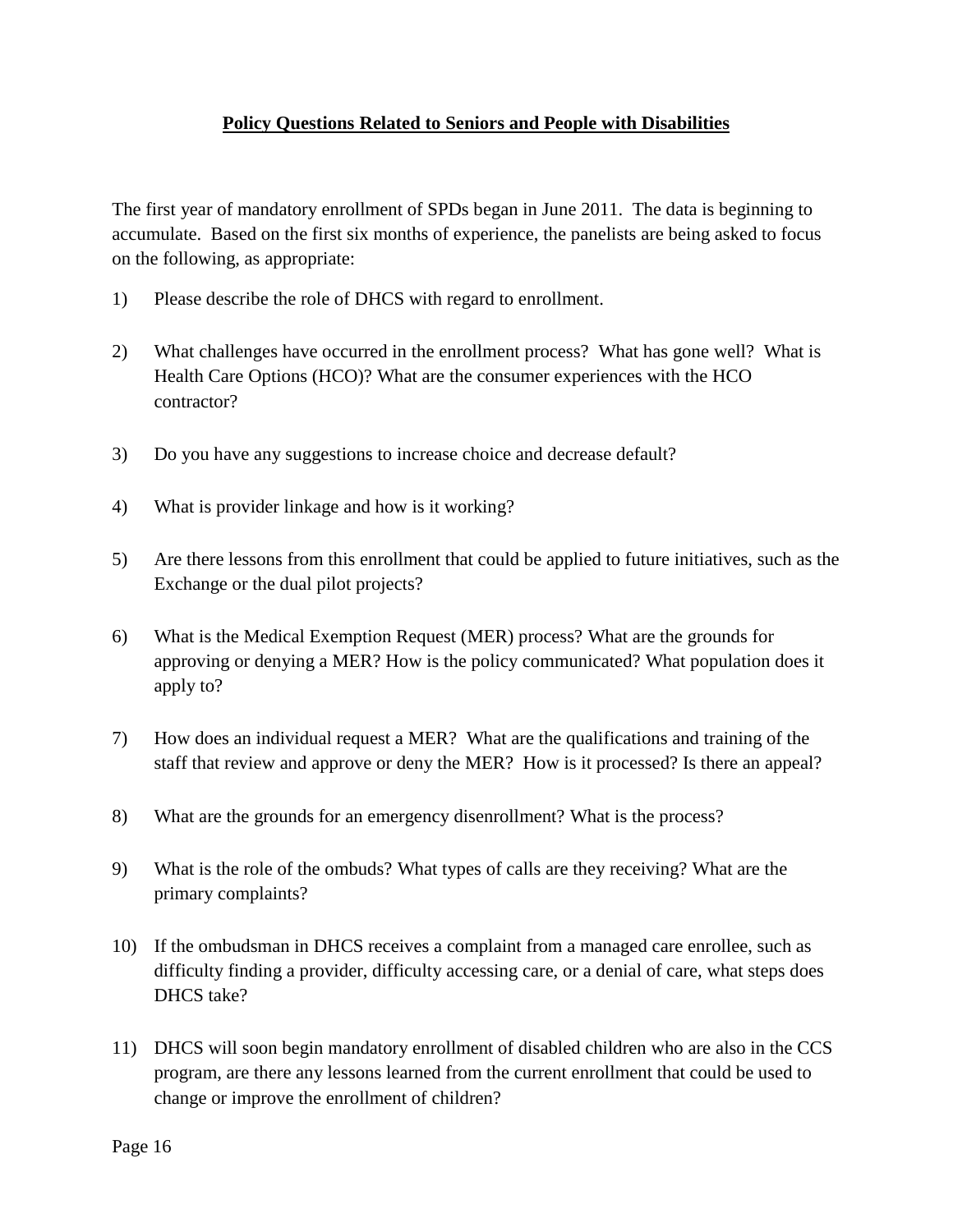## **Policy Questions Related to Seniors and People with Disabilities**

The first year of mandatory enrollment of SPDs began in June 2011. The data is beginning to accumulate. Based on the first six months of experience, the panelists are being asked to focus on the following, as appropriate:

1) Please describe the role of DHCS with regard to enrollment.

2) What challenges have occurred in the enrollment process? What has gone well? What is Health Care Options (HCO)? What are the consumer experiences with the HCO contractor?

3) Do you have any suggestions to increase choice and decrease default?

4) What is provider linkage and how is it working?

5) Are there lessons from this enrollment that could be applied to future initiatives, such as the Exchange or the dual pilot projects?

6) What is the Medical Exemption Request (MER) process? What are the grounds for approving or denying a MER? How is the policy communicated? What population does it apply to?

7) How does an individual request a MER? What are the qualifications and training of the staff that review and approve or deny the MER? How is it processed? Is there an appeal?

8) What are the grounds for an emergency disenrollment? What is the process?

9) What is the role of the ombuds? What types of calls are they receiving? What are the primary complaints?

10) If the ombudsman in DHCS receives a complaint from a managed care enrollee, such as difficulty finding a provider, difficulty accessing care, or a denial of care, what steps does DHCS take?

11) DHCS will soon begin mandatory enrollment of disabled children who are also in the CCS program, are there any lessons learned from the current enrollment that could be used to change or improve the enrollment of children?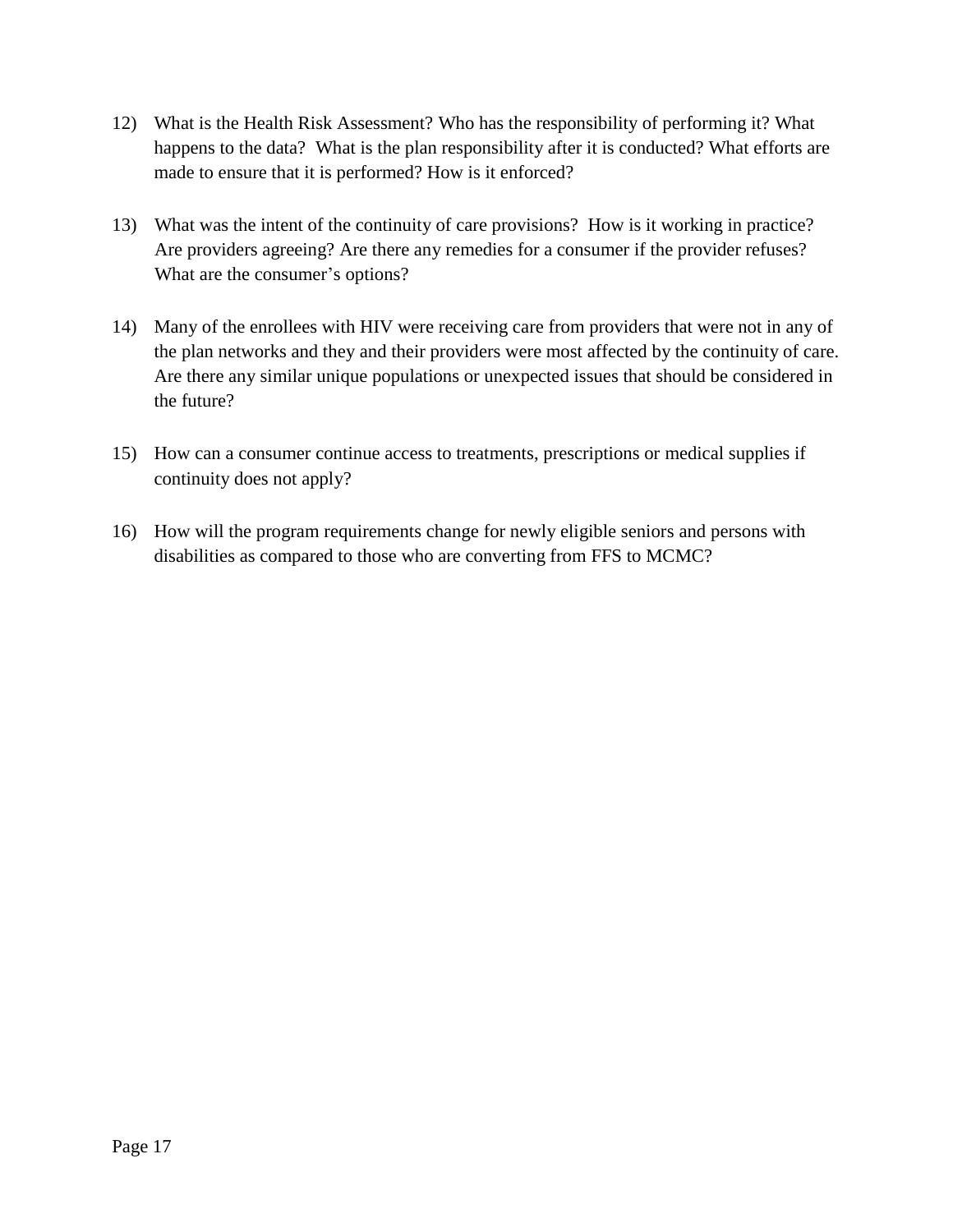12) What is the Health Risk Assessment? Who has the responsibility of performing it? What happens to the data? What is the plan responsibility after it is conducted? What efforts are made to ensure that it is performed? How is it enforced?

13) What was the intent of the continuity of care provisions? How is it working in practice? Are providers agreeing? Are there any remedies for a consumer if the provider refuses? What are the consumer's options?

14) Many of the enrollees with HIV were receiving care from providers that were not in any of the plan networks and they and their providers were most affected by the continuity of care. Are there any similar unique populations or unexpected issues that should be considered in the future?

15) How can a consumer continue access to treatments, prescriptions or medical supplies if continuity does not apply?

16) How will the program requirements change for newly eligible seniors and persons with disabilities as compared to those who are converting from FFS to MCMC?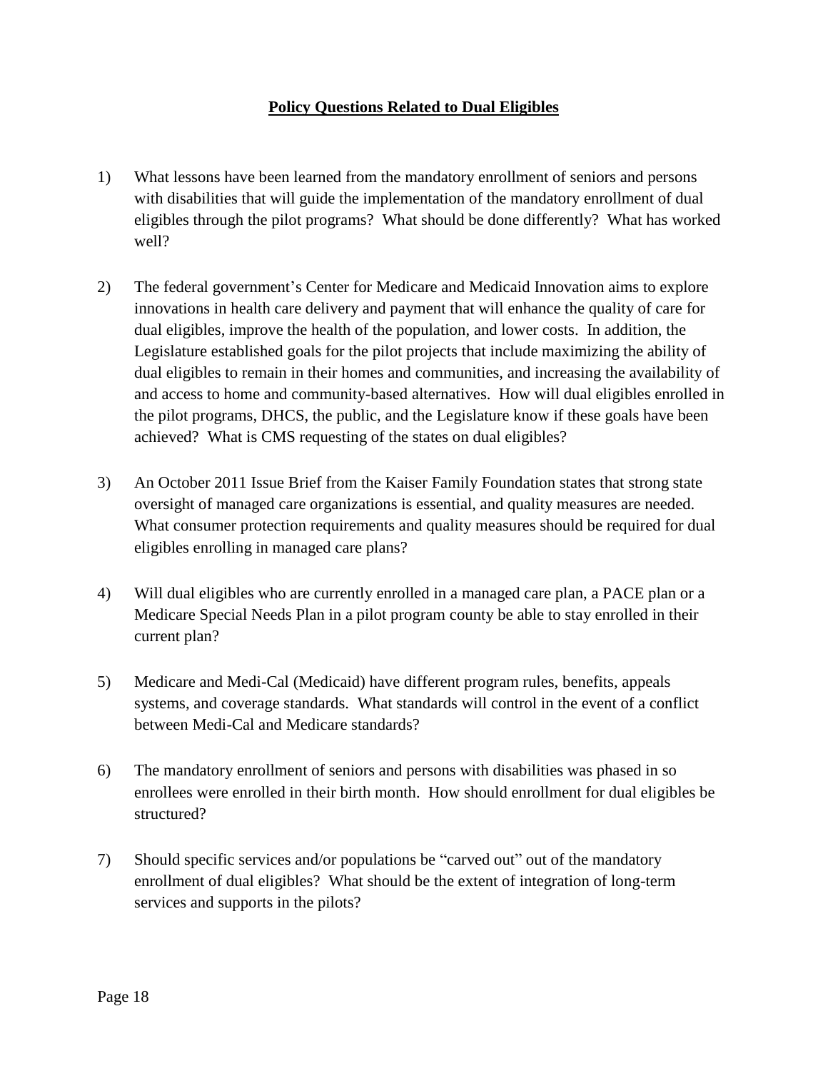**Policy Questions Related to Dual Eligibles**

1) What lessons have been learned from the mandatory enrollment of seniors and persons with disabilities that will guide the implementation of the mandatory enrollment of dual eligibles through the pilot programs? What should be done differently? What has worked well?

2) The federal government's Center for Medicare and Medicaid Innovation aims to explore innovations in health care delivery and payment that will enhance the quality of care for dual eligibles, improve the health of the population, and lower costs. In addition, the Legislature established goals for the pilot projects that include maximizing the ability of dual eligibles to remain in their homes and communities, and increasing the availability of and access to home and community-based alternatives. How will dual eligibles enrolled in the pilot programs, DHCS, the public, and the Legislature know if these goals have been achieved? What is CMS requesting of the states on dual eligibles?

3) An October 2011 Issue Brief from the Kaiser Family Foundation states that strong state oversight of managed care organizations is essential, and quality measures are needed. What consumer protection requirements and quality measures should be required for dual eligibles enrolling in managed care plans?

4) Will dual eligibles who are currently enrolled in a managed care plan, a PACE plan or a Medicare Special Needs Plan in a pilot program county be able to stay enrolled in their current plan?

5) Medicare and Medi-Cal (Medicaid) have different program rules, benefits, appeals systems, and coverage standards. What standards will control in the event of a conflict between Medi-Cal and Medicare standards?

6) The mandatory enrollment of seniors and persons with disabilities was phased in so enrollees were enrolled in their birth month. How should enrollment for dual eligibles be structured?

7) Should specific services and/or populations be "carved out" out of the mandatory enrollment of dual eligibles? What should be the extent of integration of long-term services and supports in the pilots?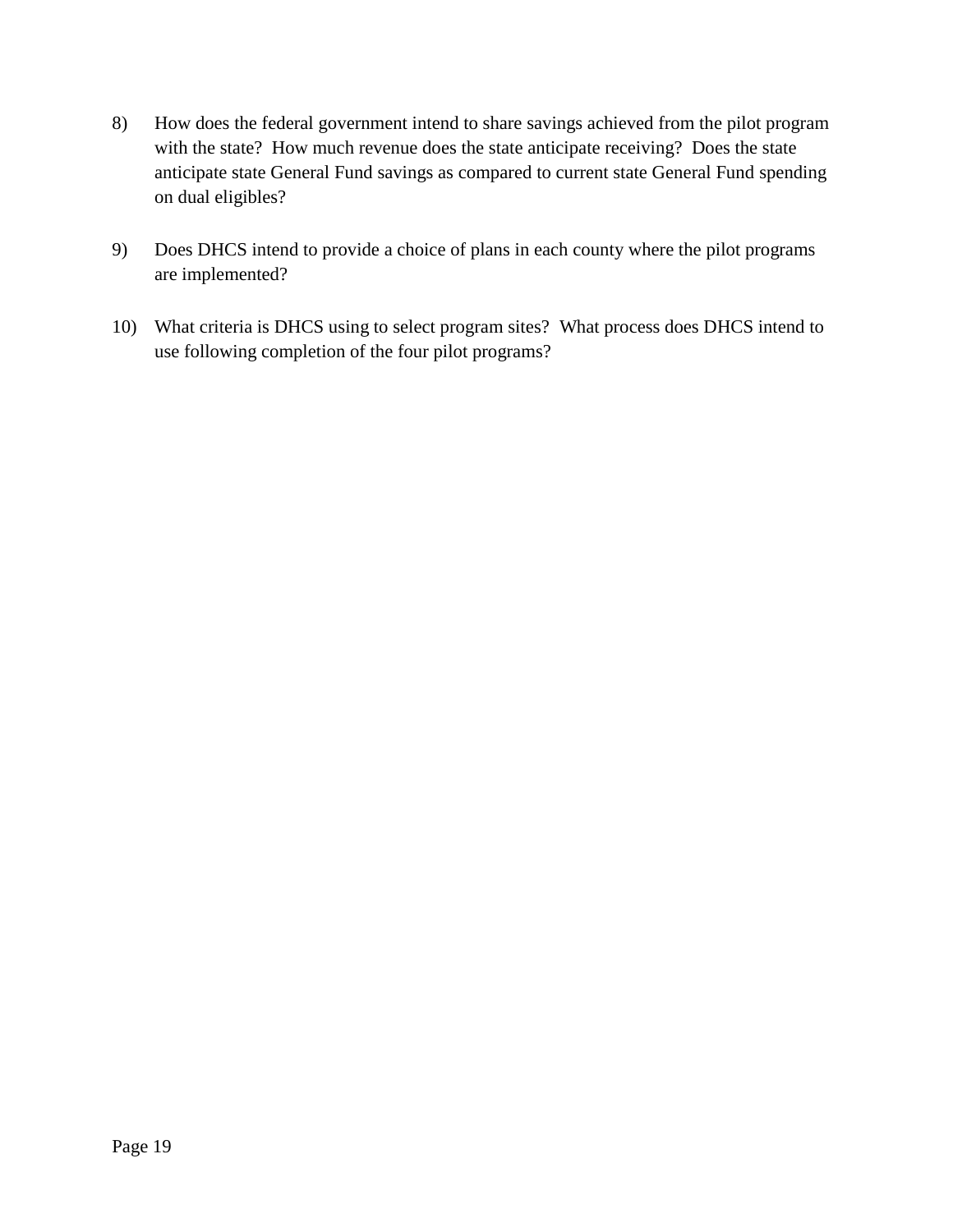8) How does the federal government intend to share savings achieved from the pilot program with the state? How much revenue does the state anticipate receiving? Does the state anticipate state General Fund savings as compared to current state General Fund spending on dual eligibles?

9) Does DHCS intend to provide a choice of plans in each county where the pilot programs are implemented?

10) What criteria is DHCS using to select program sites? What process does DHCS intend to use following completion of the four pilot programs?